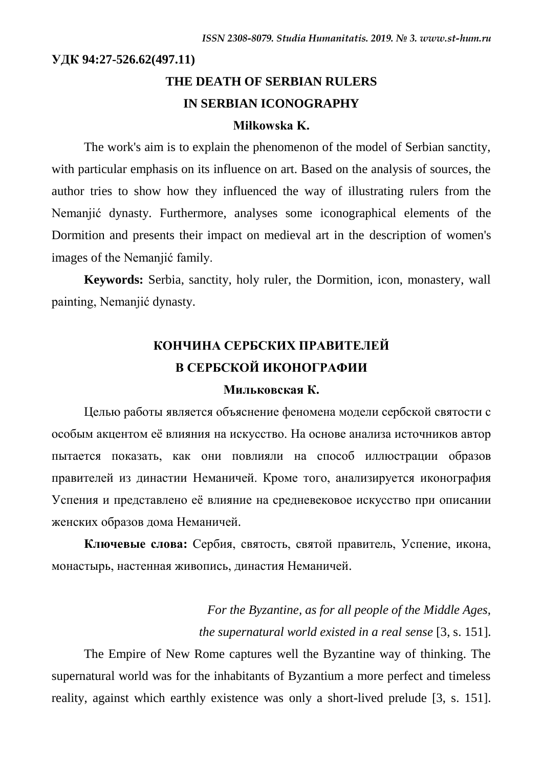**УДК 94:27-526.62(497.11)**

# THE DEATH OF SERBIAN RULERS IN SERBIAN ICONOGRAPHY

**Miłkowska K.**

The work's aim is to explain the phenomenon of the model of Serbian sanctity, with particular emphasis on its influence on art. Based on the analysis of sources, the author tries to show how they influenced the way of illustrating rulers from the Nemanjić dynasty. Furthermore, analyses some iconographical elements of the Dormition and presents their impact on medieval art in the description of women's images of the Nemanjić family.

**Keywords:** Serbia, sanctity, holy ruler, the Dormition, icon, monastery, wall painting, Nemanjić dynasty.

# КОНЧИНА СЕРБСКИХ ПРАВИТЕЛЕЙ В СЕРБСКОЙ ИКОНОГРАФИИ

**Мильковская К.**

Целью работы является объяснение феномена модели сербской святости с особым акцентом её влияния на искусство. На основе анализа источников автор пытается показать, как они повлияли на способ иллюстрации образов правителей из династии Неманичей. Кроме того, анализируется иконография Успения и представлено её влияние на средневековое искусство при описании женских образов дома Неманичей.

**Ключевые слова:** Сербия, святость, святой правитель, Успение, икона, монастырь, настенная живопись, династия Неманичей.

*For the Byzantine, as for all people of the Middle Ages,*
*the supernatural world existed in a real sense* [3, s. 151].

The Empire of New Rome captures well the Byzantine way of thinking. The supernatural world was for the inhabitants of Byzantium a more perfect and timeless reality, against which earthly existence was only a short-lived prelude [3, s. 151].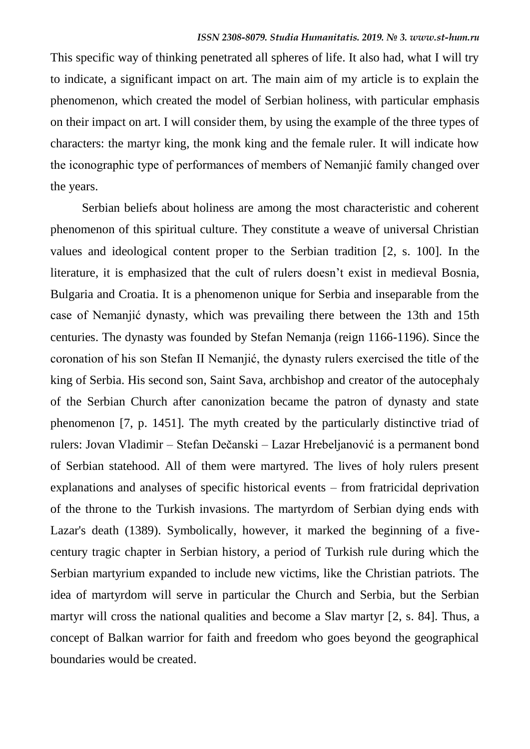This specific way of thinking penetrated all spheres of life. It also had, what I will try to indicate, a significant impact on art. The main aim of my article is to explain the phenomenon, which created the model of Serbian holiness, with particular emphasis on their impact on art. I will consider them, by using the example of the three types of characters: the martyr king, the monk king and the female ruler. It will indicate how the iconographic type of performances of members of Nemanjić family changed over the years.

Serbian beliefs about holiness are among the most characteristic and coherent phenomenon of this spiritual culture. They constitute a weave of universal Christian values and ideological content proper to the Serbian tradition [2, s. 100]. In the literature, it is emphasized that the cult of rulers doesn't exist in medieval Bosnia, Bulgaria and Croatia. It is a phenomenon unique for Serbia and inseparable from the case of Nemanjić dynasty, which was prevailing there between the 13th and 15th centuries. The dynasty was founded by Stefan Nemanja (reign 1166-1196). Since the coronation of his son Stefan II Nemanjić, the dynasty rulers exercised the title of the king of Serbia. His second son, Saint Sava, archbishop and creator of the autocephaly of the Serbian Church after canonization became the patron of dynasty and state phenomenon [7, p. 1451]. The myth created by the particularly distinctive triad of rulers: Jovan Vladimir – Stefan Dečanski – Lazar Hrebeljanović is a permanent bond of Serbian statehood. All of them were martyred. The lives of holy rulers present explanations and analyses of specific historical events – from fratricidal deprivation of the throne to the Turkish invasions. The martyrdom of Serbian dying ends with Lazar's death (1389). Symbolically, however, it marked the beginning of a five-century tragic chapter in Serbian history, a period of Turkish rule during which the Serbian martyrium expanded to include new victims, like the Christian patriots. The idea of martyrdom will serve in particular the Church and Serbia, but the Serbian martyr will cross the national qualities and become a Slav martyr [2, s. 84]. Thus, a concept of Balkan warrior for faith and freedom who goes beyond the geographical boundaries would be created.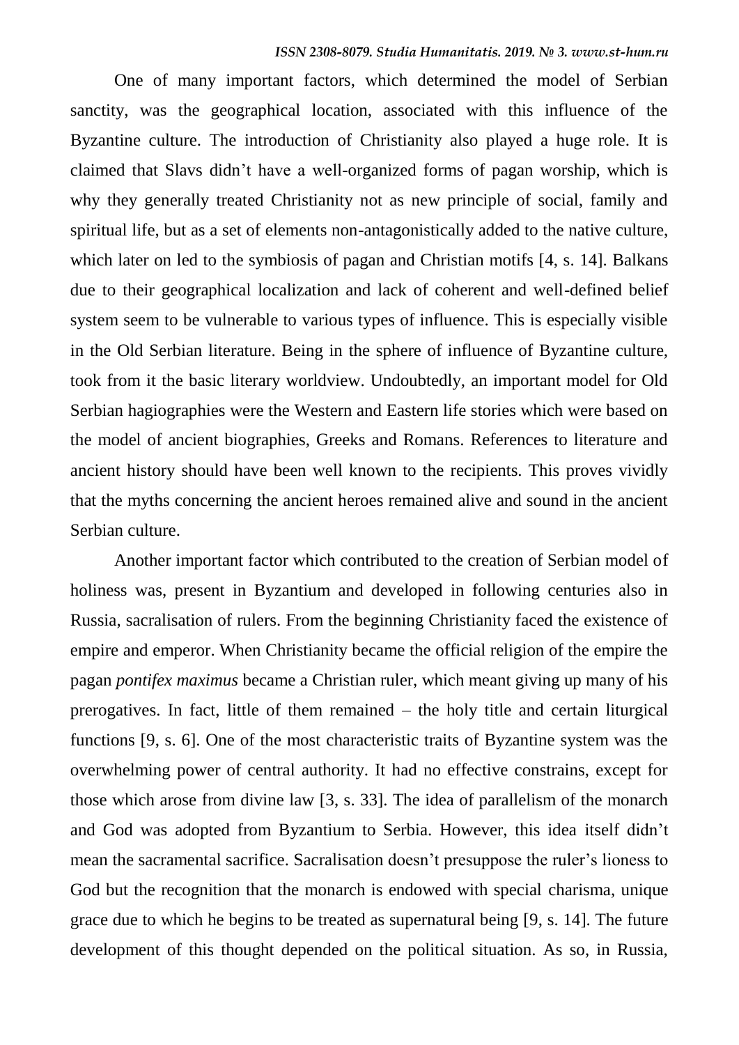One of many important factors, which determined the model of Serbian sanctity, was the geographical location, associated with this influence of the Byzantine culture. The introduction of Christianity also played a huge role. It is claimed that Slavs didn't have a well-organized forms of pagan worship, which is why they generally treated Christianity not as new principle of social, family and spiritual life, but as a set of elements non-antagonistically added to the native culture, which later on led to the symbiosis of pagan and Christian motifs [4, s. 14]. Balkans due to their geographical localization and lack of coherent and well-defined belief system seem to be vulnerable to various types of influence. This is especially visible in the Old Serbian literature. Being in the sphere of influence of Byzantine culture, took from it the basic literary worldview. Undoubtedly, an important model for Old Serbian hagiographies were the Western and Eastern life stories which were based on the model of ancient biographies, Greeks and Romans. References to literature and ancient history should have been well known to the recipients. This proves vividly that the myths concerning the ancient heroes remained alive and sound in the ancient Serbian culture.

Another important factor which contributed to the creation of Serbian model of holiness was, present in Byzantium and developed in following centuries also in Russia, sacralisation of rulers. From the beginning Christianity faced the existence of empire and emperor. When Christianity became the official religion of the empire the pagan *pontifex maximus* became a Christian ruler, which meant giving up many of his prerogatives. In fact, little of them remained – the holy title and certain liturgical functions [9, s. 6]. One of the most characteristic traits of Byzantine system was the overwhelming power of central authority. It had no effective constrains, except for those which arose from divine law [3, s. 33]. The idea of parallelism of the monarch and God was adopted from Byzantium to Serbia. However, this idea itself didn't mean the sacramental sacrifice. Sacralisation doesn't presuppose the ruler's lioness to God but the recognition that the monarch is endowed with special charisma, unique grace due to which he begins to be treated as supernatural being [9, s. 14]. The future development of this thought depended on the political situation. As so, in Russia,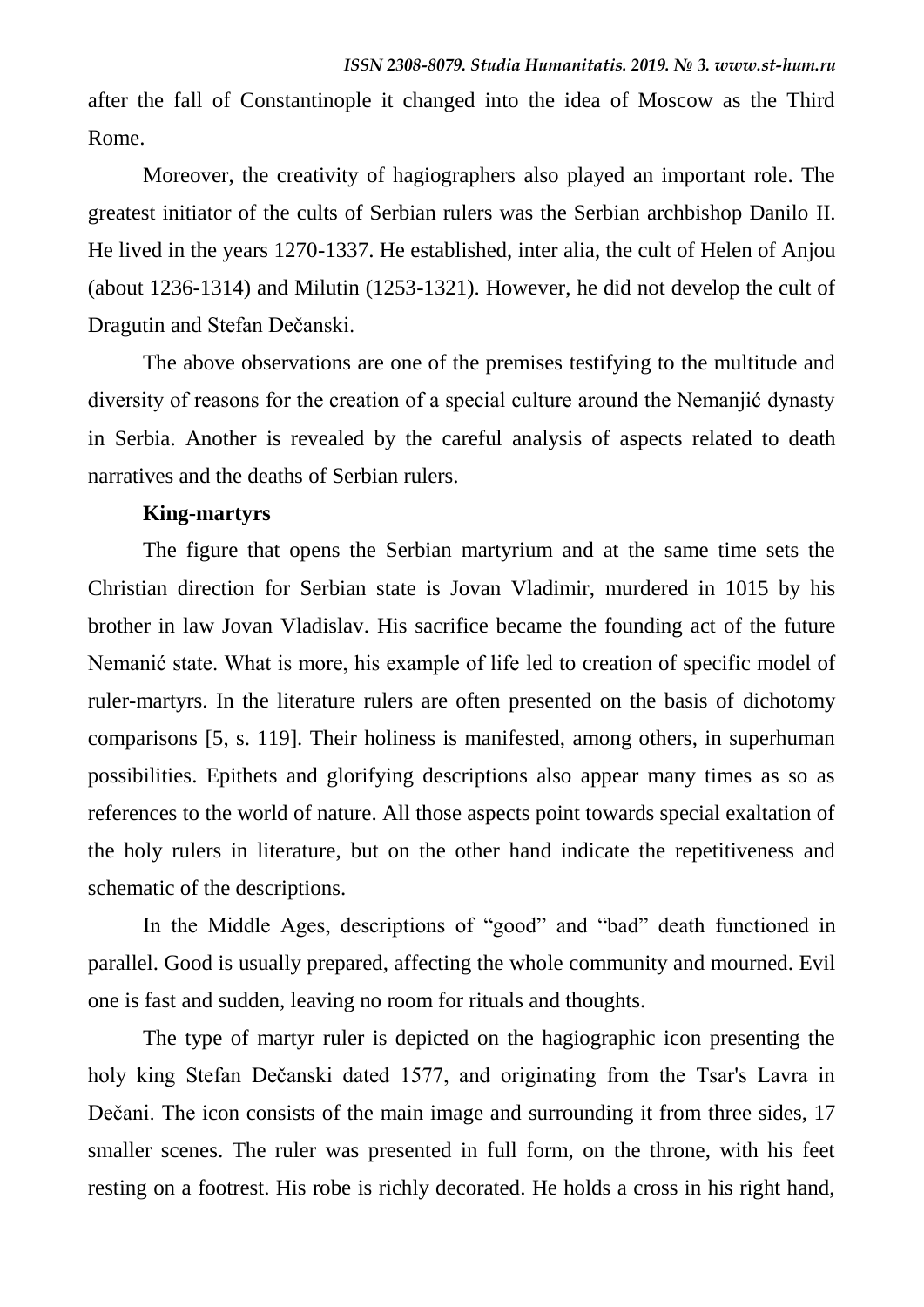after the fall of Constantinople it changed into the idea of Moscow as the Third Rome.

Moreover, the creativity of hagiographers also played an important role. The greatest initiator of the cults of Serbian rulers was the Serbian archbishop Danilo II. He lived in the years 1270-1337. He established, inter alia, the cult of Helen of Anjou (about 1236-1314) and Milutin (1253-1321). However, he did not develop the cult of Dragutin and Stefan Dečanski.

The above observations are one of the premises testifying to the multitude and diversity of reasons for the creation of a special culture around the Nemanjić dynasty in Serbia. Another is revealed by the careful analysis of aspects related to death narratives and the deaths of Serbian rulers.

**King-martyrs**

The figure that opens the Serbian martyrium and at the same time sets the Christian direction for Serbian state is Jovan Vladimir, murdered in 1015 by his brother in law Jovan Vladislav. His sacrifice became the founding act of the future Nemanić state. What is more, his example of life led to creation of specific model of ruler-martyrs. In the literature rulers are often presented on the basis of dichotomy comparisons [5, s. 119]. Their holiness is manifested, among others, in superhuman possibilities. Epithets and glorifying descriptions also appear many times as so as references to the world of nature. All those aspects point towards special exaltation of the holy rulers in literature, but on the other hand indicate the repetitiveness and schematic of the descriptions.

In the Middle Ages, descriptions of "good" and "bad" death functioned in parallel. Good is usually prepared, affecting the whole community and mourned. Evil one is fast and sudden, leaving no room for rituals and thoughts.

The type of martyr ruler is depicted on the hagiographic icon presenting the holy king Stefan Dečanski dated 1577, and originating from the Tsar's Lavra in Dečani. The icon consists of the main image and surrounding it from three sides, 17 smaller scenes. The ruler was presented in full form, on the throne, with his feet resting on a footrest. His robe is richly decorated. He holds a cross in his right hand,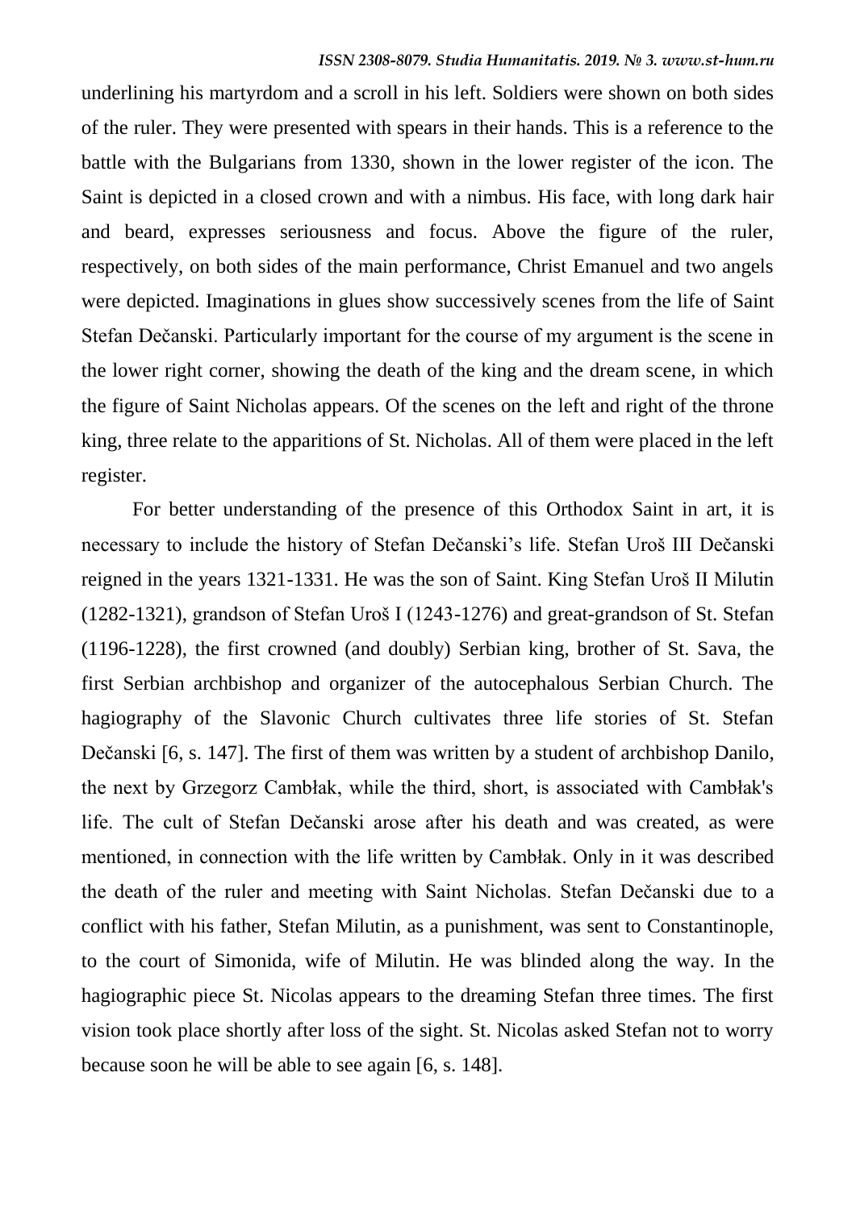underlining his martyrdom and a scroll in his left. Soldiers were shown on both sides of the ruler. They were presented with spears in their hands. This is a reference to the battle with the Bulgarians from 1330, shown in the lower register of the icon. The Saint is depicted in a closed crown and with a nimbus. His face, with long dark hair and beard, expresses seriousness and focus. Above the figure of the ruler, respectively, on both sides of the main performance, Christ Emanuel and two angels were depicted. Imaginations in glues show successively scenes from the life of Saint Stefan Dečanski. Particularly important for the course of my argument is the scene in the lower right corner, showing the death of the king and the dream scene, in which the figure of Saint Nicholas appears. Of the scenes on the left and right of the throne king, three relate to the apparitions of St. Nicholas. All of them were placed in the left register.

For better understanding of the presence of this Orthodox Saint in art, it is necessary to include the history of Stefan Dečanski's life. Stefan Uroš III Dečanski reigned in the years 1321-1331. He was the son of Saint. King Stefan Uroš II Milutin (1282-1321), grandson of Stefan Uroš I (1243-1276) and great-grandson of St. Stefan (1196-1228), the first crowned (and doubly) Serbian king, brother of St. Sava, the first Serbian archbishop and organizer of the autocephalous Serbian Church. The hagiography of the Slavonic Church cultivates three life stories of St. Stefan Dečanski [6, s. 147]. The first of them was written by a student of archbishop Danilo, the next by Grzegorz Cambłak, while the third, short, is associated with Cambłak's life. The cult of Stefan Dečanski arose after his death and was created, as were mentioned, in connection with the life written by Cambłak. Only in it was described the death of the ruler and meeting with Saint Nicholas. Stefan Dečanski due to a conflict with his father, Stefan Milutin, as a punishment, was sent to Constantinople, to the court of Simonida, wife of Milutin. He was blinded along the way. In the hagiographic piece St. Nicolas appears to the dreaming Stefan three times. The first vision took place shortly after loss of the sight. St. Nicolas asked Stefan not to worry because soon he will be able to see again [6, s. 148].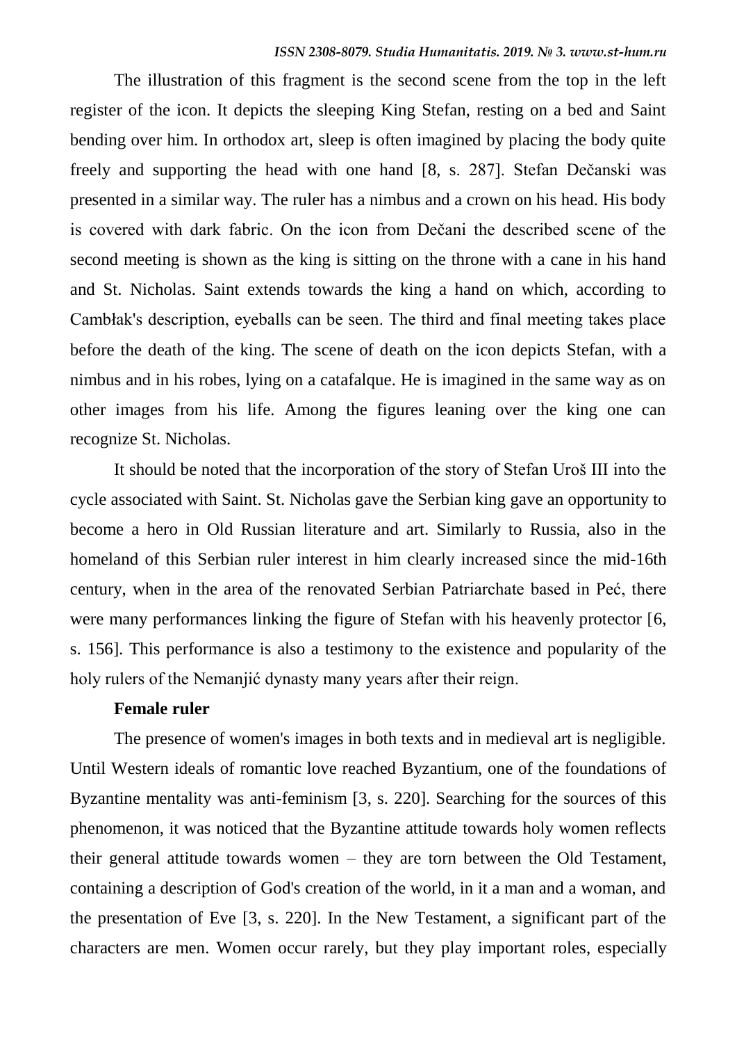The illustration of this fragment is the second scene from the top in the left register of the icon. It depicts the sleeping King Stefan, resting on a bed and Saint bending over him. In orthodox art, sleep is often imagined by placing the body quite freely and supporting the head with one hand [8, s. 287]. Stefan Dečanski was presented in a similar way. The ruler has a nimbus and a crown on his head. His body is covered with dark fabric. On the icon from Dečani the described scene of the second meeting is shown as the king is sitting on the throne with a cane in his hand and St. Nicholas. Saint extends towards the king a hand on which, according to Cambłak's description, eyeballs can be seen. The third and final meeting takes place before the death of the king. The scene of death on the icon depicts Stefan, with a nimbus and in his robes, lying on a catafalque. He is imagined in the same way as on other images from his life. Among the figures leaning over the king one can recognize St. Nicholas.

It should be noted that the incorporation of the story of Stefan Uroš III into the cycle associated with Saint. St. Nicholas gave the Serbian king gave an opportunity to become a hero in Old Russian literature and art. Similarly to Russia, also in the homeland of this Serbian ruler interest in him clearly increased since the mid-16th century, when in the area of the renovated Serbian Patriarchate based in Peć, there were many performances linking the figure of Stefan with his heavenly protector [6, s. 156]. This performance is also a testimony to the existence and popularity of the holy rulers of the Nemanjić dynasty many years after their reign.

**Female ruler**

The presence of women's images in both texts and in medieval art is negligible. Until Western ideals of romantic love reached Byzantium, one of the foundations of Byzantine mentality was anti-feminism [3, s. 220]. Searching for the sources of this phenomenon, it was noticed that the Byzantine attitude towards holy women reflects their general attitude towards women – they are torn between the Old Testament, containing a description of God's creation of the world, in it a man and a woman, and the presentation of Eve [3, s. 220]. In the New Testament, a significant part of the characters are men. Women occur rarely, but they play important roles, especially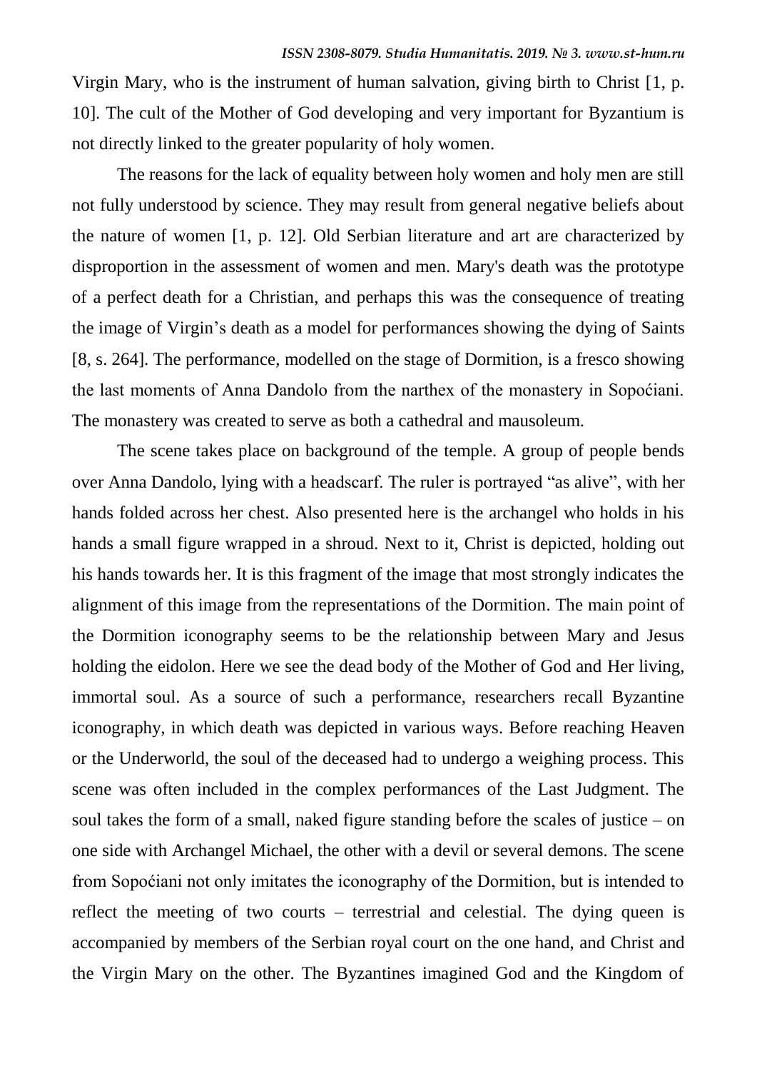Virgin Mary, who is the instrument of human salvation, giving birth to Christ [1, p. 10]. The cult of the Mother of God developing and very important for Byzantium is not directly linked to the greater popularity of holy women.

The reasons for the lack of equality between holy women and holy men are still not fully understood by science. They may result from general negative beliefs about the nature of women [1, p. 12]. Old Serbian literature and art are characterized by disproportion in the assessment of women and men. Mary's death was the prototype of a perfect death for a Christian, and perhaps this was the consequence of treating the image of Virgin's death as a model for performances showing the dying of Saints [8, s. 264]. The performance, modelled on the stage of Dormition, is a fresco showing the last moments of Anna Dandolo from the narthex of the monastery in Sopoćiani. The monastery was created to serve as both a cathedral and mausoleum.

The scene takes place on background of the temple. A group of people bends over Anna Dandolo, lying with a headscarf. The ruler is portrayed "as alive", with her hands folded across her chest. Also presented here is the archangel who holds in his hands a small figure wrapped in a shroud. Next to it, Christ is depicted, holding out his hands towards her. It is this fragment of the image that most strongly indicates the alignment of this image from the representations of the Dormition. The main point of the Dormition iconography seems to be the relationship between Mary and Jesus holding the eidolon. Here we see the dead body of the Mother of God and Her living, immortal soul. As a source of such a performance, researchers recall Byzantine iconography, in which death was depicted in various ways. Before reaching Heaven or the Underworld, the soul of the deceased had to undergo a weighing process. This scene was often included in the complex performances of the Last Judgment. The soul takes the form of a small, naked figure standing before the scales of justice – on one side with Archangel Michael, the other with a devil or several demons. The scene from Sopoćiani not only imitates the iconography of the Dormition, but is intended to reflect the meeting of two courts – terrestrial and celestial. The dying queen is accompanied by members of the Serbian royal court on the one hand, and Christ and the Virgin Mary on the other. The Byzantines imagined God and the Kingdom of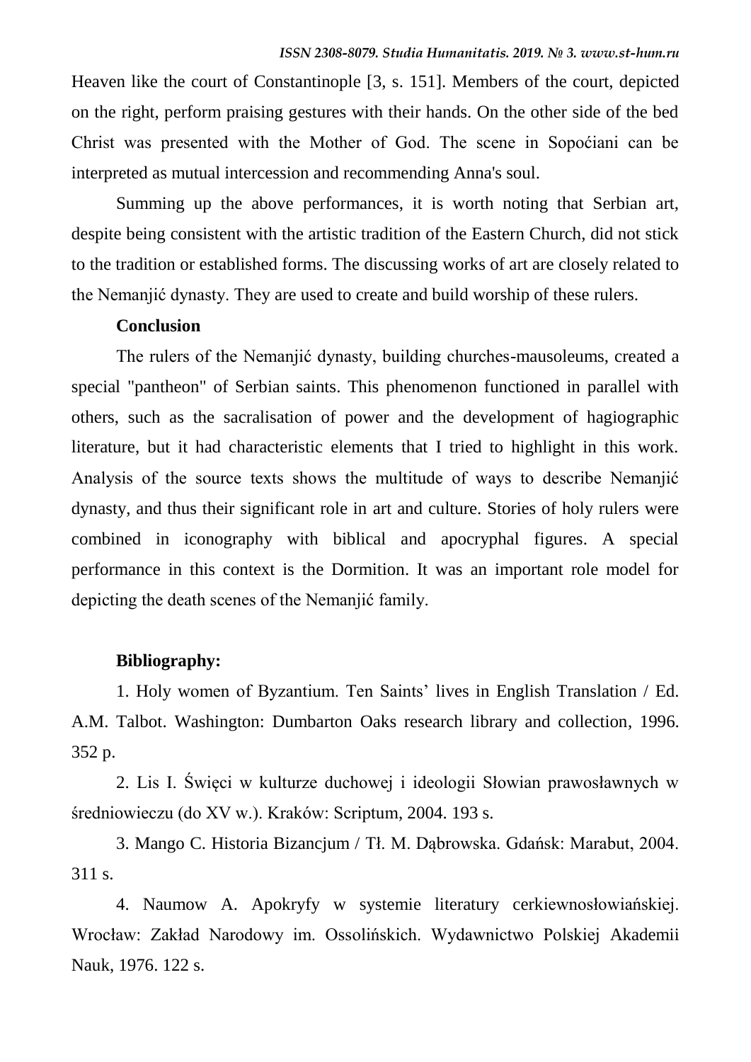Heaven like the court of Constantinople [3, s. 151]. Members of the court, depicted on the right, perform praising gestures with their hands. On the other side of the bed Christ was presented with the Mother of God. The scene in Sopoćiani can be interpreted as mutual intercession and recommending Anna's soul.

Summing up the above performances, it is worth noting that Serbian art, despite being consistent with the artistic tradition of the Eastern Church, did not stick to the tradition or established forms. The discussing works of art are closely related to the Nemanjić dynasty. They are used to create and build worship of these rulers.

## Conclusion

The rulers of the Nemanjić dynasty, building churches-mausoleums, created a special "pantheon" of Serbian saints. This phenomenon functioned in parallel with others, such as the sacralisation of power and the development of hagiographic literature, but it had characteristic elements that I tried to highlight in this work. Analysis of the source texts shows the multitude of ways to describe Nemanjić dynasty, and thus their significant role in art and culture. Stories of holy rulers were combined in iconography with biblical and apocryphal figures. A special performance in this context is the Dormition. It was an important role model for depicting the death scenes of the Nemanjić family.

## Bibliography:

1. Holy women of Byzantium. Ten Saints' lives in English Translation / Ed. A.M. Talbot. Washington: Dumbarton Oaks research library and collection, 1996. 352 p.

2. Lis I. Święci w kulturze duchowej i ideologii Słowian prawosławnych w średniowieczu (do XV w.). Kraków: Scriptum, 2004. 193 s.

3. Mango C. Historia Bizancjum / Tł. M. Dąbrowska. Gdańsk: Marabut, 2004. 311 s.

4. Naumow A. Apokryfy w systemie literatury cerkiewnosłowiańskiej. Wrocław: Zakład Narodowy im. Ossolińskich. Wydawnictwo Polskiej Akademii Nauk, 1976. 122 s.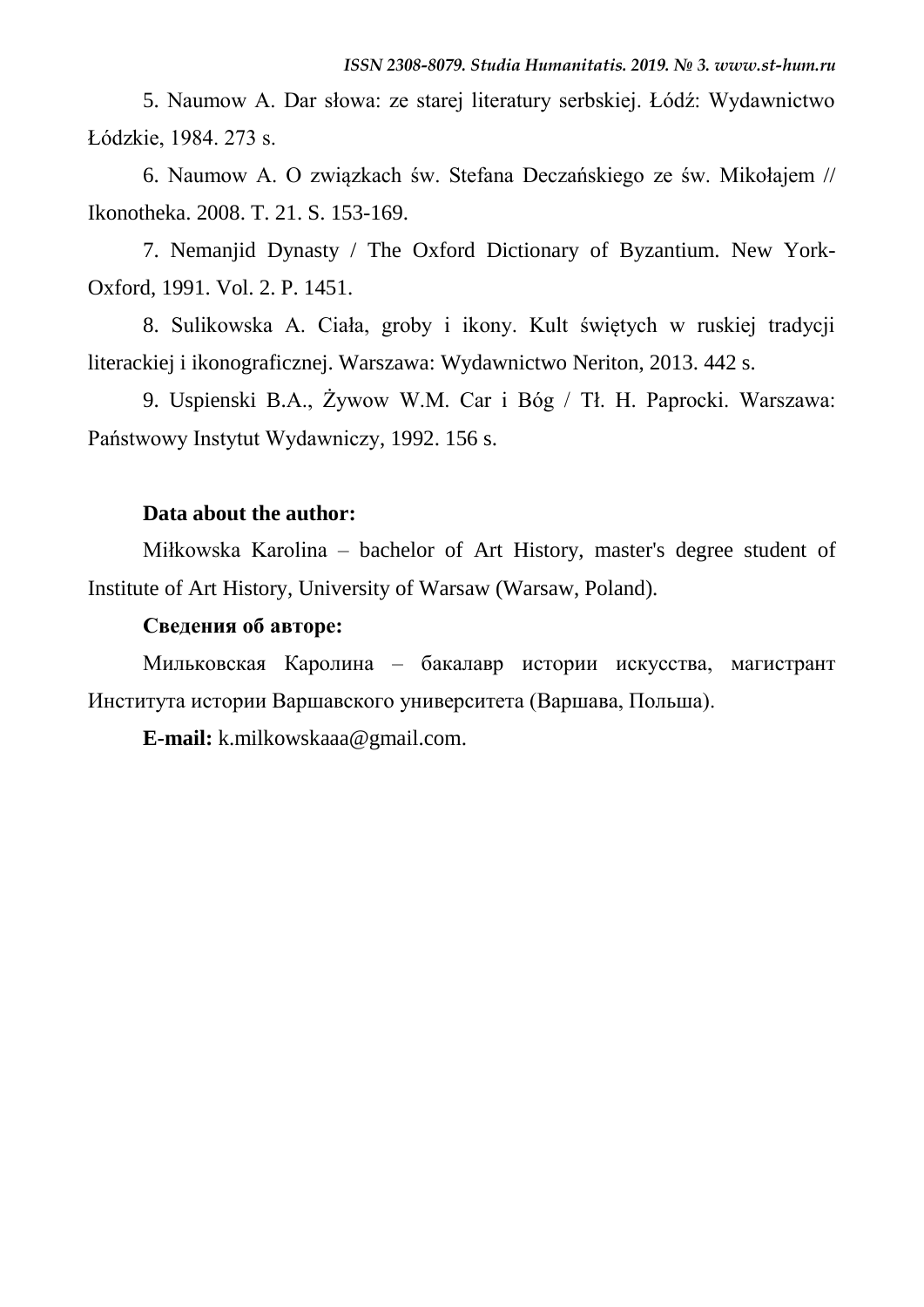5. Naumow A. Dar słowa: ze starej literatury serbskiej. Łódź: Wydawnictwo Łódzkie, 1984. 273 s.

6. Naumow A. O związkach św. Stefana Deczańskiego ze św. Mikołajem // Ikonotheka. 2008. T. 21. S. 153-169.

7. Nemanjid Dynasty / The Oxford Dictionary of Byzantium. New York-Oxford, 1991. Vol. 2. P. 1451.

8. Sulikowska A. Ciała, groby i ikony. Kult świętych w ruskiej tradycji literackiej i ikonograficznej. Warszawa: Wydawnictwo Neriton, 2013. 442 s.

9. Uspienski B.A., Żywow W.M. Car i Bóg / Tł. H. Paprocki. Warszawa: Państwowy Instytut Wydawniczy, 1992. 156 s.

**Data about the author:**

Miłkowska Karolina – bachelor of Art History, master's degree student of Institute of Art History, University of Warsaw (Warsaw, Poland).

**Сведения об авторе:**

Мильковская Каролина – бакалавр истории искусства, магистрант Института истории Варшавского университета (Варшава, Польша).

**E-mail:** k.milkowskaaa@gmail.com.